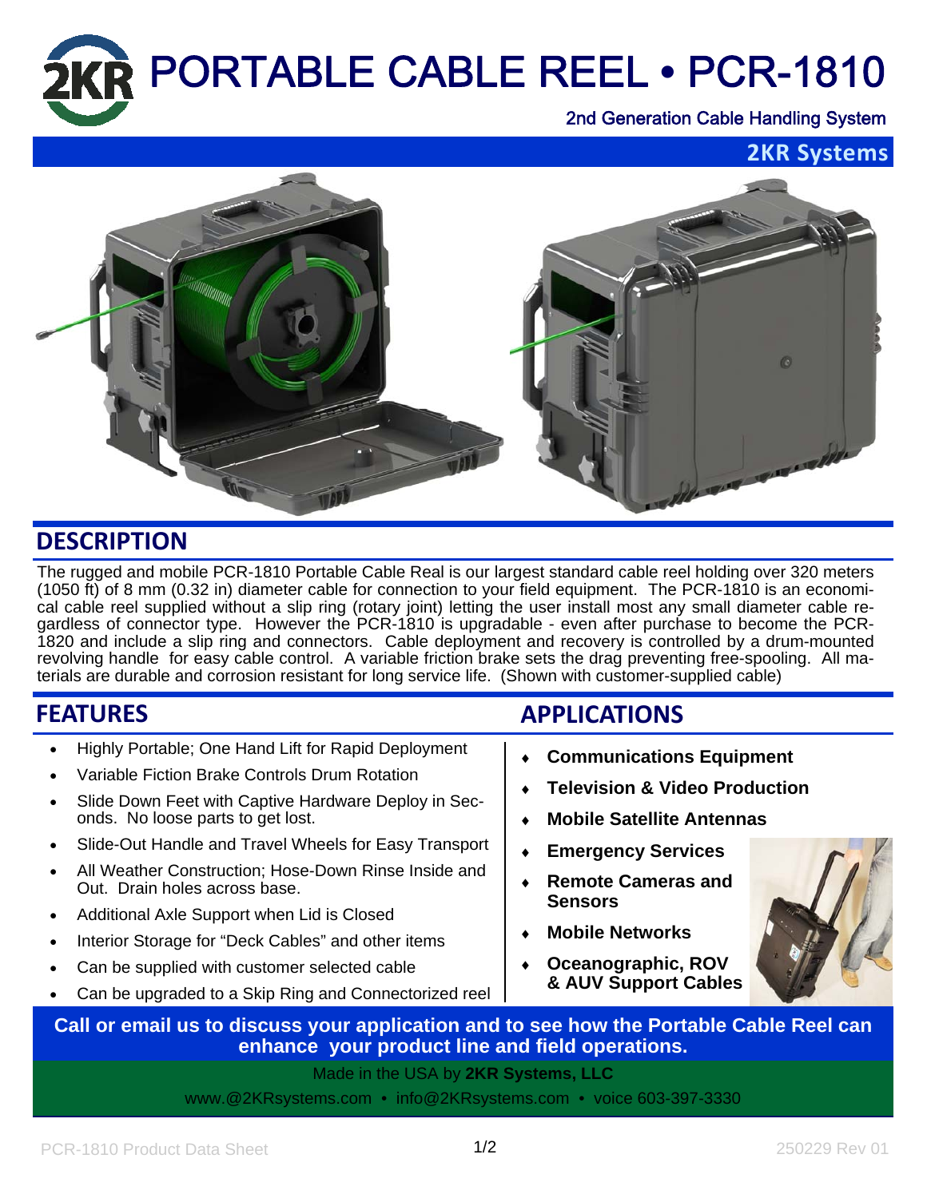# PORTABLE CABLE REEL • PCR-1810

2nd Generation Cable Handling System

**2KR Systems**

## DESCRIPTION

The rugged and mobile PCR-1810 Portable Cable Real is our largest standard cable reel holding over 320 meters (1050 ft) of 8 mm (0.32 in) diameter cable for connection to your field equipment. The PCR-1810 is an economical cable reel supplied without a slip ring (rotary joint) letting the user install most any small diameter cable regardless of connector type. However the PCR-1810 is upgradable - even after purchase to become the PCR-1820 and include a slip ring and connectors. Cable deployment and recovery is controlled by a drum-mounted revolving handle for easy cable control. A variable friction brake sets the drag preventing free-spooling. All materials are durable and corrosion resistant for long service life. (Shown with customer-supplied cable)

## FEATURES

- Highly Portable; One Hand Lift for Rapid Deployment
- Variable Fiction Brake Controls Drum Rotation
- Slide Down Feet with Captive Hardware Deploy in Seconds. No loose parts to get lost.
- Slide-Out Handle and Travel Wheels for Easy Transport
- All Weather Construction; Hose-Down Rinse Inside and Out. Drain holes across base.
- Additional Axle Support when Lid is Closed
- Interior Storage for "Deck Cables" and other items
- Can be supplied with customer selected cable
- Can be upgraded to a Skip Ring and Connectorized reel

## APPLICATIONS

- **Communications Equipment**
- **Television & Video Production**
- **Mobile Satellite Antennas**
- **Emergency Services**
- **Remote Cameras and Sensors**
- **Mobile Networks**
- **Oceanographic, ROV & AUV Support Cables**

**Call or email us to discuss your application and to see how the Portable Cable Reel can enhance your product line and field operations.**

Made in the USA by **2KR Systems, LLC**

www.@2KRsystems.com • info@2KRsystems.com • voice 603-397-3330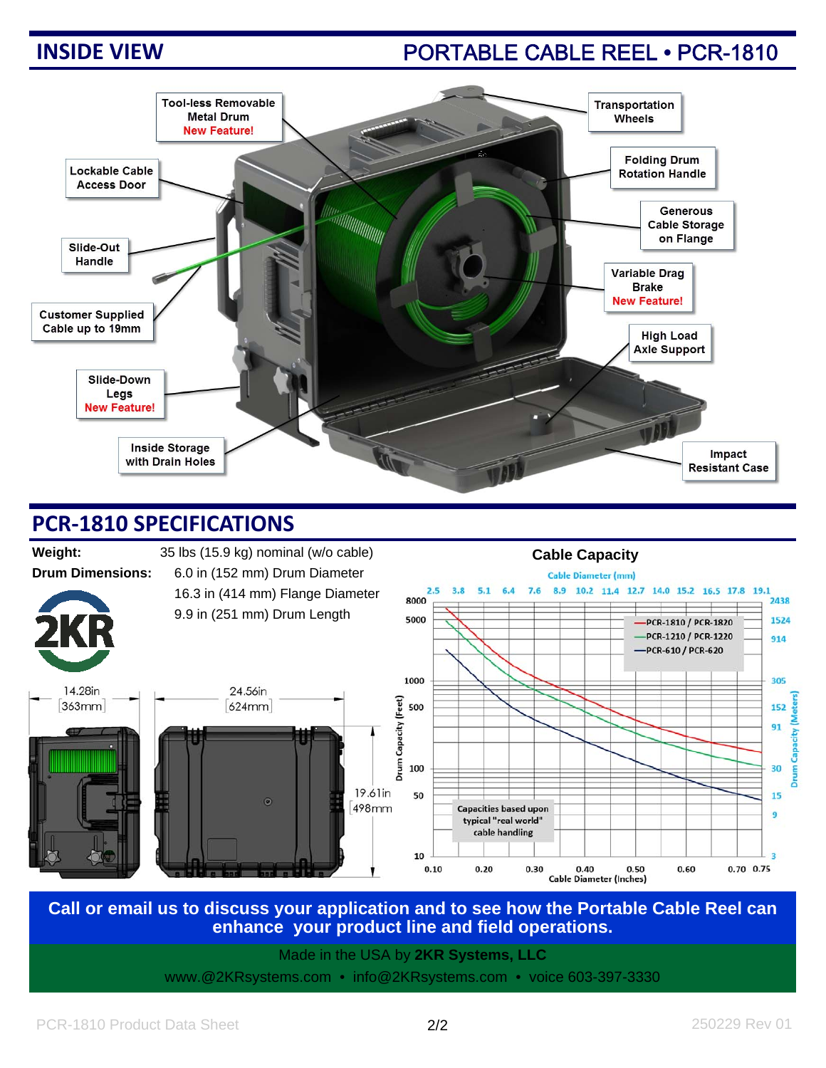## INSIDE VIEW

## PORTABLE CABLE REEL • PCR-1810

Tool-less Removable Metal Drum
New Feature!

Transportation Wheels

Lockable Cable Access Door

Folding Drum Rotation Handle

Generous Cable Storage on Flange

Slide-Out Handle

Variable Drag Brake
New Feature!

Customer Supplied Cable up to 19mm

High Load Axle Support

Slide-Down Legs
New Feature!

Inside Storage with Drain Holes

Impact Resistant Case

## PCR-1810 SPECIFICATIONS

**Weight:** 35 lbs (15.9 kg) nominal (w/o cable)

**Drum Dimensions:** 6.0 in (152 mm) Drum Diameter
16.3 in (414 mm) Flange Diameter
9.9 in (251 mm) Drum Length

14.28in
[363mm]

24.56in
[624mm]

19.61in
[498mm]

### Cable Capacity

Cable Diameter (mm)
2.5 3.8 5.1 6.4 7.6 8.9 10.2 11.4 12.7 14.0 15.2 16.5 17.8 19.1

Drum Capacity (Feet)
8000 5000 1000 500 100 50 10

Drum Capacity (Meters)
2438 1524 914 305 152 91 30 15 9 3

Cable Diameter (Inches)
0.10 0.20 0.30 0.40 0.50 0.60 0.70 0.75

PCR-1810 / PCR-1820
PCR-1210 / PCR-1220
PCR-610 / PCR-620

Capacities based upon typical "real world" cable handling

**Call or email us to discuss your application and to see how the Portable Cable Reel can enhance your product line and field operations.**

Made in the USA by **2KR Systems, LLC**

www.@2KRsystems.com • info@2KRsystems.com • voice 603-397-3330